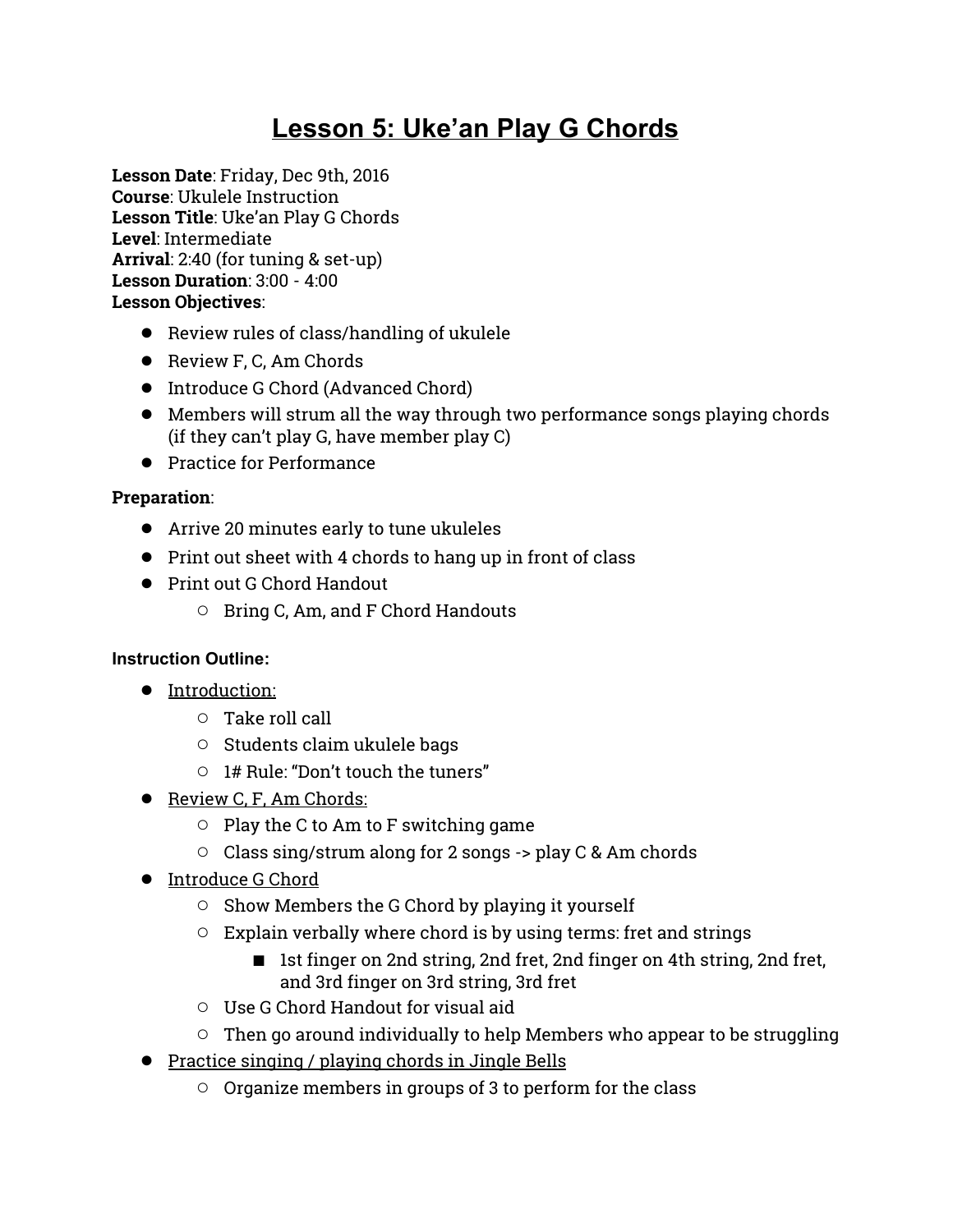# Lesson 5: Uke'an Play G Chords

**Lesson Date**: Friday, Dec 9th, 2016
**Course**: Ukulele Instruction
**Lesson Title**: Uke'an Play G Chords
**Level**: Intermediate
**Arrival**: 2:40 (for tuning & set-up)
**Lesson Duration**: 3:00 - 4:00
**Lesson Objectives**:

- Review rules of class/handling of ukulele
- Review F, C, Am Chords
- Introduce G Chord (Advanced Chord)
- Members will strum all the way through two performance songs playing chords (if they can't play G, have member play C)
- Practice for Performance

**Preparation**:

- Arrive 20 minutes early to tune ukuleles
- Print out sheet with 4 chords to hang up in front of class
- Print out G Chord Handout
  - Bring C, Am, and F Chord Handouts

**Instruction Outline:**

- Introduction:
  - Take roll call
  - Students claim ukulele bags
  - 1# Rule: "Don't touch the tuners"
- Review C, F, Am Chords:
  - Play the C to Am to F switching game
  - Class sing/strum along for 2 songs -> play C & Am chords
- Introduce G Chord
  - Show Members the G Chord by playing it yourself
  - Explain verbally where chord is by using terms: fret and strings
    - 1st finger on 2nd string, 2nd fret, 2nd finger on 4th string, 2nd fret, and 3rd finger on 3rd string, 3rd fret
  - Use G Chord Handout for visual aid
  - Then go around individually to help Members who appear to be struggling
- Practice singing / playing chords in Jingle Bells
  - Organize members in groups of 3 to perform for the class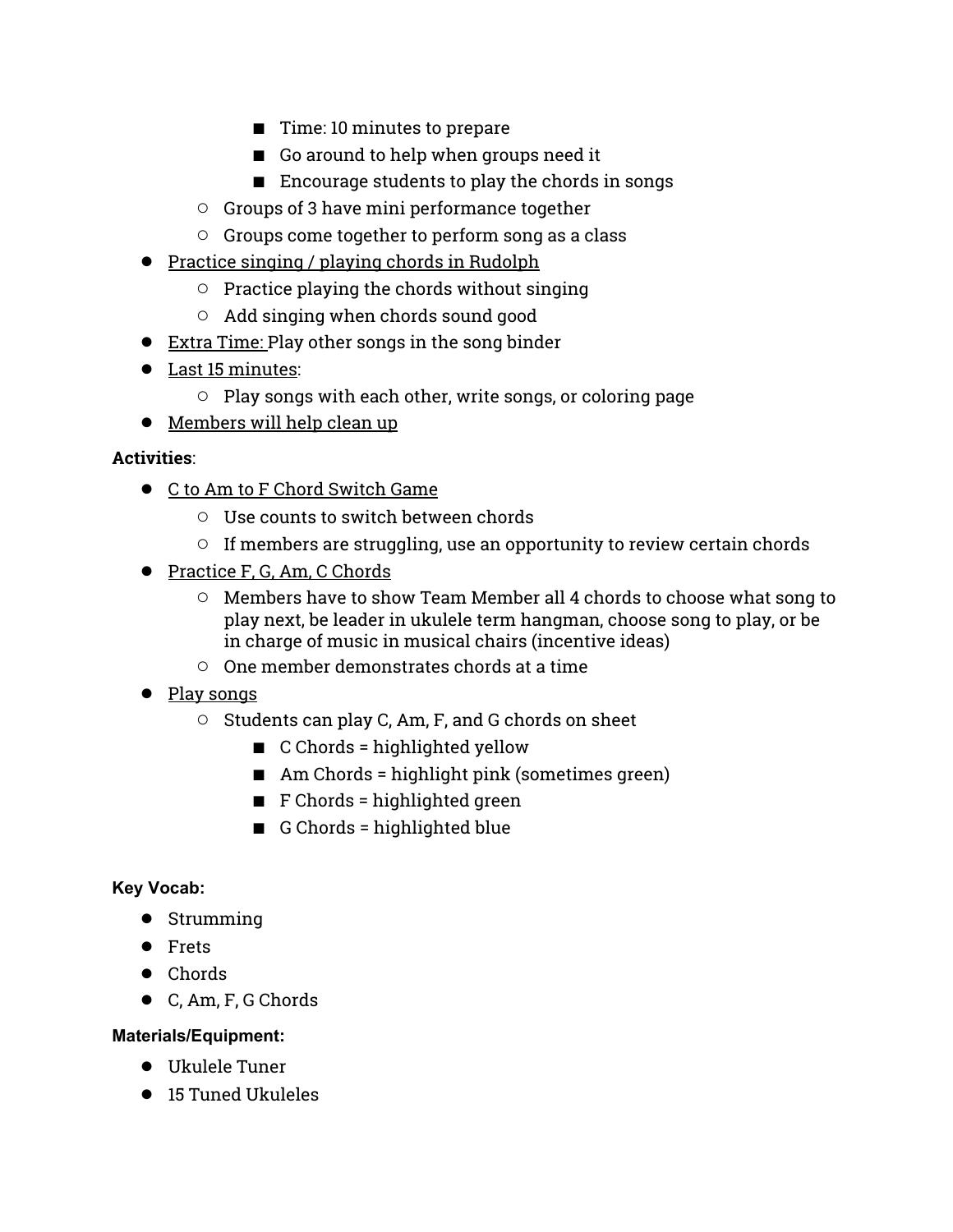- Time: 10 minutes to prepare
        - Go around to help when groups need it
        - Encourage students to play the chords in songs
    - Groups of 3 have mini performance together
    - Groups come together to perform song as a class
- <u>Practice singing / playing chords in Rudolph</u>
    - Practice playing the chords without singing
    - Add singing when chords sound good
- <u>Extra Time:</u> Play other songs in the song binder
- <u>Last 15 minutes</u>:
    - Play songs with each other, write songs, or coloring page
- <u>Members will help clean up</u>

**Activities**:

- <u>C to Am to F Chord Switch Game</u>
    - Use counts to switch between chords
    - If members are struggling, use an opportunity to review certain chords
- <u>Practice F, G, Am, C Chords</u>
    - Members have to show Team Member all 4 chords to choose what song to play next, be leader in ukulele term hangman, choose song to play, or be in charge of music in musical chairs (incentive ideas)
    - One member demonstrates chords at a time
- <u>Play songs</u>
    - Students can play C, Am, F, and G chords on sheet
        - C Chords = highlighted yellow
        - Am Chords = highlight pink (sometimes green)
        - F Chords = highlighted green
        - G Chords = highlighted blue

**Key Vocab:**

- Strumming
- Frets
- Chords
- C, Am, F, G Chords

**Materials/Equipment:**

- Ukulele Tuner
- 15 Tuned Ukuleles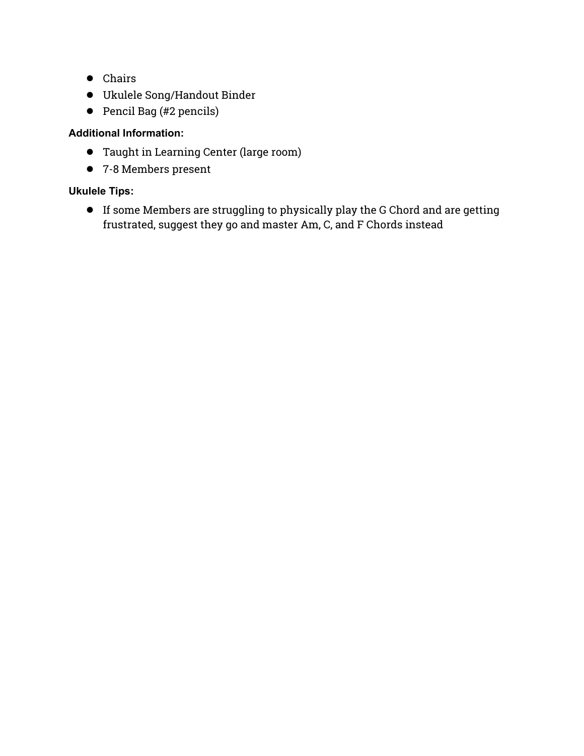- Chairs
- Ukulele Song/Handout Binder
- Pencil Bag (#2 pencils)

**Additional Information:**

- Taught in Learning Center (large room)
- 7-8 Members present

**Ukulele Tips:**

- If some Members are struggling to physically play the G Chord and are getting frustrated, suggest they go and master Am, C, and F Chords instead